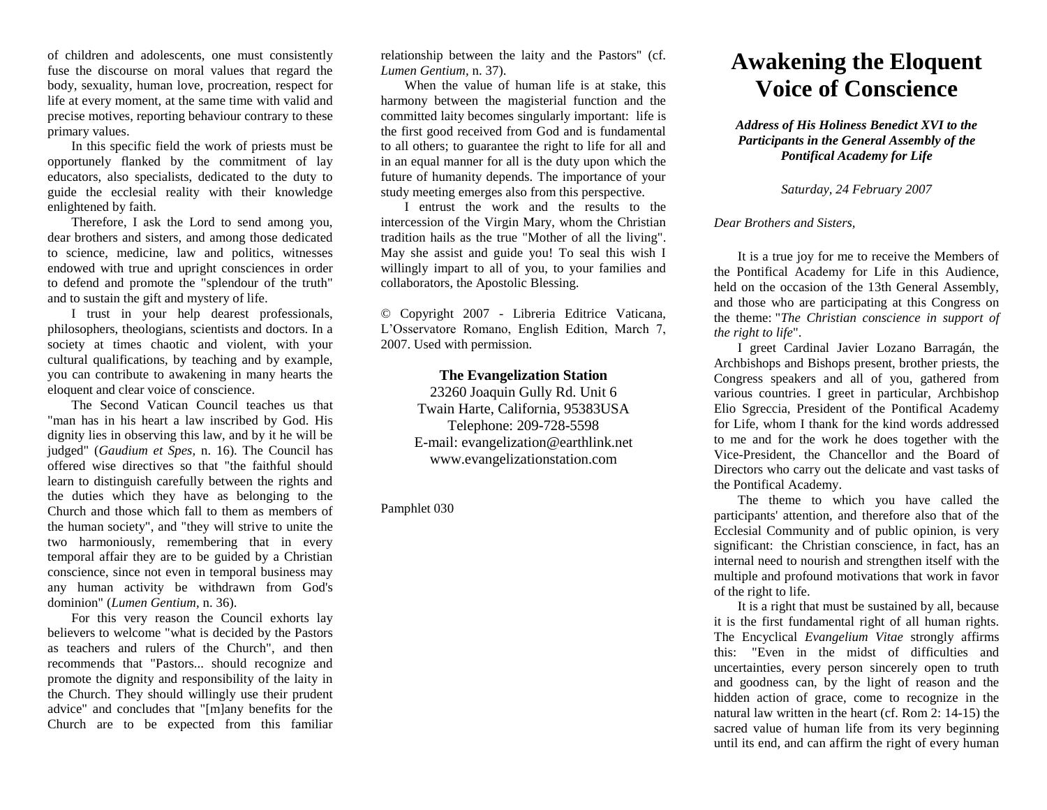of children and adolescents, one must consistently fuse the discourse on moral values that regard the body, sexuality, human love, procreation, respect for life at every moment, at the same time with valid and precise motives, reporting behaviour contrary to these primary values.

In this specific field the work of priests must be opportunely flanked by the commitment of lay educators, also specialists, dedicated to the duty to guide the ecclesial reality with their knowledge enlightened by faith.

Therefore, I ask the Lord to send among you, dear brothers and sisters, and among those dedicated to science, medicine, law and politics, witnesses endowed with true and upright consciences in order to defend and promote the "splendour of the truth" and to sustain the gift and mystery of life.

I trust in your help dearest professionals, philosophers, theologians, scientists and doctors. In a society at times chaotic and violent, with your cultural qualifications, by teaching and by example, you can contribute to awakening in many hearts the eloquent and clear voice of conscience.

The Second Vatican Council teaches us that "man has in his heart a law inscribed by God. His dignity lies in observing this law, and by it he will be judged" (*Gaudium et Spes*, n. 16). The Council has offered wise directives so that "the faithful should learn to distinguish carefully between the rights and the duties which they have as belonging to the Church and those which fall to them as members of the human society", and "they will strive to unite the two harmoniously, remembering that in every temporal affair they are to be guided by a Christian conscience, since not even in temporal business may any human activity be withdrawn from God's dominion" (*Lumen Gentium*, n. 36).

For this very reason the Council exhorts lay believers to welcome "what is decided by the Pastors as teachers and rulers of the Church", and then recommends that "Pastors... should recognize and promote the dignity and responsibility of the laity in the Church. They should willingly use their prudent advice" and concludes that "[m]any benefits for the Church are to be expected from this familiar relationship between the laity and the Pastors" (cf. *Lumen Gentium*, n. 37).

When the value of human life is at stake, this harmony between the magisterial function and the committed laity becomes singularly important: life is the first good received from God and is fundamental to all others; to guarantee the right to life for all and in an equal manner for all is the duty upon which the future of humanity depends. The importance of your study meeting emerges also from this perspective.

I entrust the work and the results to the intercession of the Virgin Mary, whom the Christian tradition hails as the true "Mother of all the living". May she assist and guide you! To seal this wish I willingly impart to all of you, to your families and collaborators, the Apostolic Blessing.

© Copyright 2007 - Libreria Editrice Vaticana, L'Osservatore Romano, English Edition, March 7, 2007. Used with permission.

**The Evangelization Station**
23260 Joaquin Gully Rd. Unit 6
Twain Harte, California, 95383USA
Telephone: 209-728-5598
E-mail: evangelization@earthlink.net
www.evangelizationstation.com

Pamphlet 030

# Awakening the Eloquent Voice of Conscience

***Address of His Holiness Benedict XVI to the Participants in the General Assembly of the Pontifical Academy for Life***

*Saturday, 24 February 2007*

*Dear Brothers and Sisters,*

It is a true joy for me to receive the Members of the Pontifical Academy for Life in this Audience, held on the occasion of the 13th General Assembly, and those who are participating at this Congress on the theme: "*The Christian conscience in support of the right to life*".

I greet Cardinal Javier Lozano Barragán, the Archbishops and Bishops present, brother priests, the Congress speakers and all of you, gathered from various countries. I greet in particular, Archbishop Elio Sgreccia, President of the Pontifical Academy for Life, whom I thank for the kind words addressed to me and for the work he does together with the Vice-President, the Chancellor and the Board of Directors who carry out the delicate and vast tasks of the Pontifical Academy.

The theme to which you have called the participants' attention, and therefore also that of the Ecclesial Community and of public opinion, is very significant: the Christian conscience, in fact, has an internal need to nourish and strengthen itself with the multiple and profound motivations that work in favor of the right to life.

It is a right that must be sustained by all, because it is the first fundamental right of all human rights. The Encyclical *Evangelium Vitae* strongly affirms this: "Even in the midst of difficulties and uncertainties, every person sincerely open to truth and goodness can, by the light of reason and the hidden action of grace, come to recognize in the natural law written in the heart (cf. Rom 2: 14-15) the sacred value of human life from its very beginning until its end, and can affirm the right of every human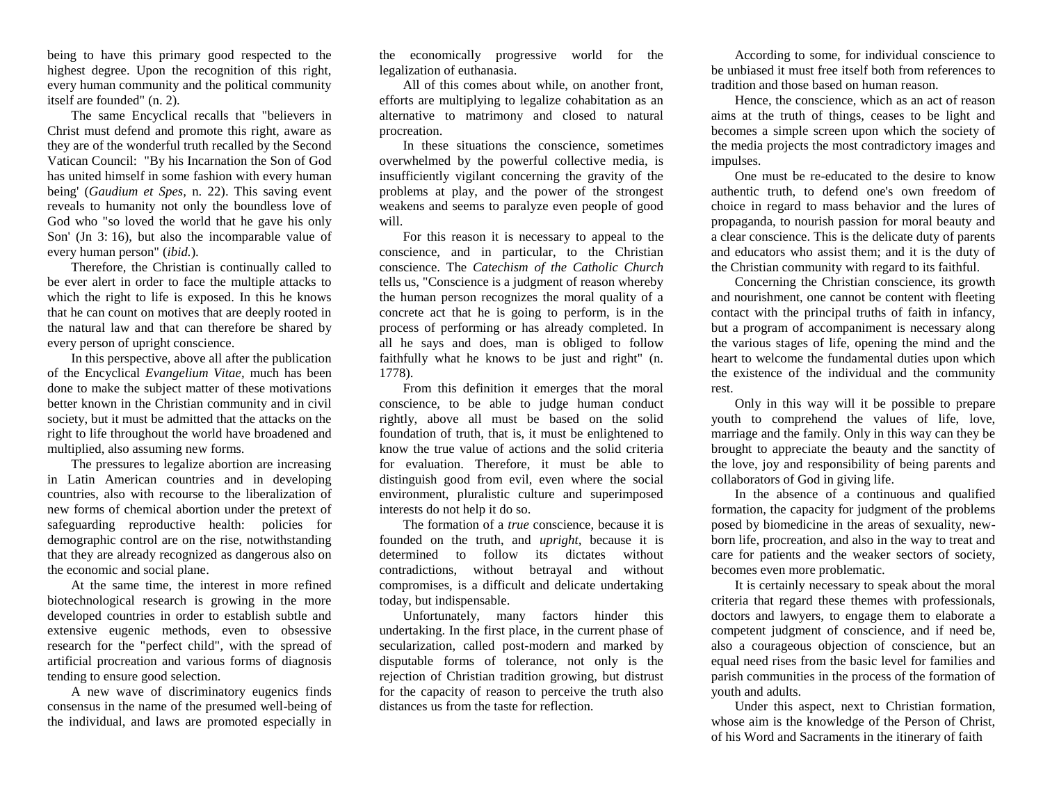being to have this primary good respected to the highest degree. Upon the recognition of this right, every human community and the political community itself are founded" (n. 2).

The same Encyclical recalls that "believers in Christ must defend and promote this right, aware as they are of the wonderful truth recalled by the Second Vatican Council: "By his Incarnation the Son of God has united himself in some fashion with every human being' (*Gaudium et Spes*, n. 22). This saving event reveals to humanity not only the boundless love of God who "so loved the world that he gave his only Son' (Jn 3: 16), but also the incomparable value of every human person" (*ibid.*).

Therefore, the Christian is continually called to be ever alert in order to face the multiple attacks to which the right to life is exposed. In this he knows that he can count on motives that are deeply rooted in the natural law and that can therefore be shared by every person of upright conscience.

In this perspective, above all after the publication of the Encyclical *Evangelium Vitae*, much has been done to make the subject matter of these motivations better known in the Christian community and in civil society, but it must be admitted that the attacks on the right to life throughout the world have broadened and multiplied, also assuming new forms.

The pressures to legalize abortion are increasing in Latin American countries and in developing countries, also with recourse to the liberalization of new forms of chemical abortion under the pretext of safeguarding reproductive health: policies for demographic control are on the rise, notwithstanding that they are already recognized as dangerous also on the economic and social plane.

At the same time, the interest in more refined biotechnological research is growing in the more developed countries in order to establish subtle and extensive eugenic methods, even to obsessive research for the "perfect child", with the spread of artificial procreation and various forms of diagnosis tending to ensure good selection.

A new wave of discriminatory eugenics finds consensus in the name of the presumed well-being of the individual, and laws are promoted especially in the economically progressive world for the legalization of euthanasia.

All of this comes about while, on another front, efforts are multiplying to legalize cohabitation as an alternative to matrimony and closed to natural procreation.

In these situations the conscience, sometimes overwhelmed by the powerful collective media, is insufficiently vigilant concerning the gravity of the problems at play, and the power of the strongest weakens and seems to paralyze even people of good will.

For this reason it is necessary to appeal to the conscience, and in particular, to the Christian conscience. The *Catechism of the Catholic Church* tells us, "Conscience is a judgment of reason whereby the human person recognizes the moral quality of a concrete act that he is going to perform, is in the process of performing or has already completed. In all he says and does, man is obliged to follow faithfully what he knows to be just and right" (n. 1778).

From this definition it emerges that the moral conscience, to be able to judge human conduct rightly, above all must be based on the solid foundation of truth, that is, it must be enlightened to know the true value of actions and the solid criteria for evaluation. Therefore, it must be able to distinguish good from evil, even where the social environment, pluralistic culture and superimposed interests do not help it do so.

The formation of a *true* conscience, because it is founded on the truth, and *upright*, because it is determined to follow its dictates without contradictions, without betrayal and without compromises, is a difficult and delicate undertaking today, but indispensable.

Unfortunately, many factors hinder this undertaking. In the first place, in the current phase of secularization, called post-modern and marked by disputable forms of tolerance, not only is the rejection of Christian tradition growing, but distrust for the capacity of reason to perceive the truth also distances us from the taste for reflection.

According to some, for individual conscience to be unbiased it must free itself both from references to tradition and those based on human reason.

Hence, the conscience, which as an act of reason aims at the truth of things, ceases to be light and becomes a simple screen upon which the society of the media projects the most contradictory images and impulses.

One must be re-educated to the desire to know authentic truth, to defend one's own freedom of choice in regard to mass behavior and the lures of propaganda, to nourish passion for moral beauty and a clear conscience. This is the delicate duty of parents and educators who assist them; and it is the duty of the Christian community with regard to its faithful.

Concerning the Christian conscience, its growth and nourishment, one cannot be content with fleeting contact with the principal truths of faith in infancy, but a program of accompaniment is necessary along the various stages of life, opening the mind and the heart to welcome the fundamental duties upon which the existence of the individual and the community rest.

Only in this way will it be possible to prepare youth to comprehend the values of life, love, marriage and the family. Only in this way can they be brought to appreciate the beauty and the sanctity of the love, joy and responsibility of being parents and collaborators of God in giving life.

In the absence of a continuous and qualified formation, the capacity for judgment of the problems posed by biomedicine in the areas of sexuality, new-born life, procreation, and also in the way to treat and care for patients and the weaker sectors of society, becomes even more problematic.

It is certainly necessary to speak about the moral criteria that regard these themes with professionals, doctors and lawyers, to engage them to elaborate a competent judgment of conscience, and if need be, also a courageous objection of conscience, but an equal need rises from the basic level for families and parish communities in the process of the formation of youth and adults.

Under this aspect, next to Christian formation, whose aim is the knowledge of the Person of Christ, of his Word and Sacraments in the itinerary of faith